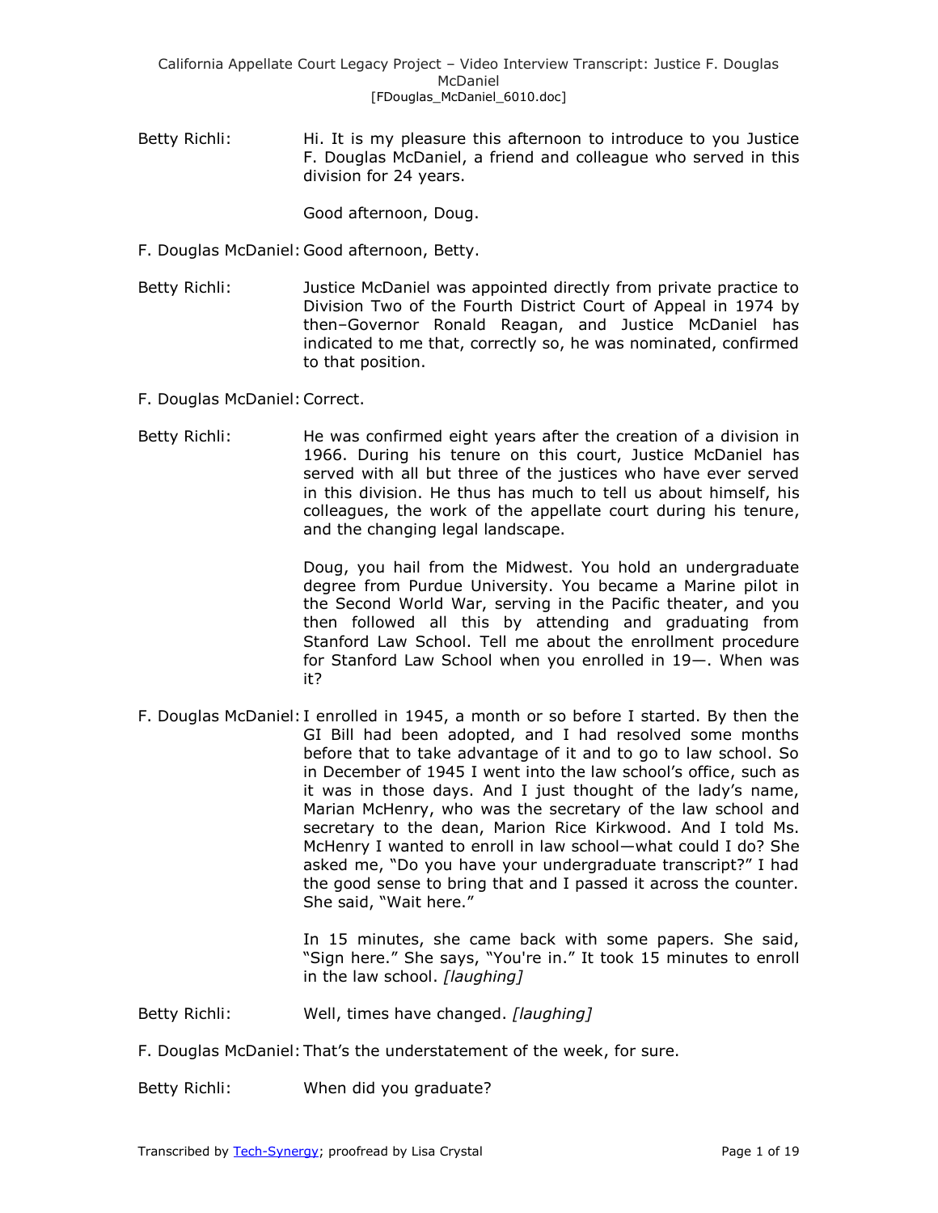Betty Richli: Hi. It is my pleasure this afternoon to introduce to you Justice F. Douglas McDaniel, a friend and colleague who served in this division for 24 years.

Good afternoon, Doug.

F. Douglas McDaniel: Good afternoon, Betty.

Betty Richli: Justice McDaniel was appointed directly from private practice to Division Two of the Fourth District Court of Appeal in 1974 by then–Governor Ronald Reagan, and Justice McDaniel has indicated to me that, correctly so, he was nominated, confirmed to that position.

F. Douglas McDaniel: Correct.

Betty Richli: He was confirmed eight years after the creation of a division in 1966. During his tenure on this court, Justice McDaniel has served with all but three of the justices who have ever served in this division. He thus has much to tell us about himself, his colleagues, the work of the appellate court during his tenure, and the changing legal landscape.

Doug, you hail from the Midwest. You hold an undergraduate degree from Purdue University. You became a Marine pilot in the Second World War, serving in the Pacific theater, and you then followed all this by attending and graduating from Stanford Law School. Tell me about the enrollment procedure for Stanford Law School when you enrolled in 19—. When was it?

F. Douglas McDaniel: I enrolled in 1945, a month or so before I started. By then the GI Bill had been adopted, and I had resolved some months before that to take advantage of it and to go to law school. So in December of 1945 I went into the law school's office, such as it was in those days. And I just thought of the lady's name, Marian McHenry, who was the secretary of the law school and secretary to the dean, Marion Rice Kirkwood. And I told Ms. McHenry I wanted to enroll in law school—what could I do? She asked me, "Do you have your undergraduate transcript?" I had the good sense to bring that and I passed it across the counter. She said, "Wait here."

In 15 minutes, she came back with some papers. She said, "Sign here." She says, "You're in." It took 15 minutes to enroll in the law school. *[laughing]*

Betty Richli: Well, times have changed. *[laughing]*

F. Douglas McDaniel: That's the understatement of the week, for sure.

Betty Richli: When did you graduate?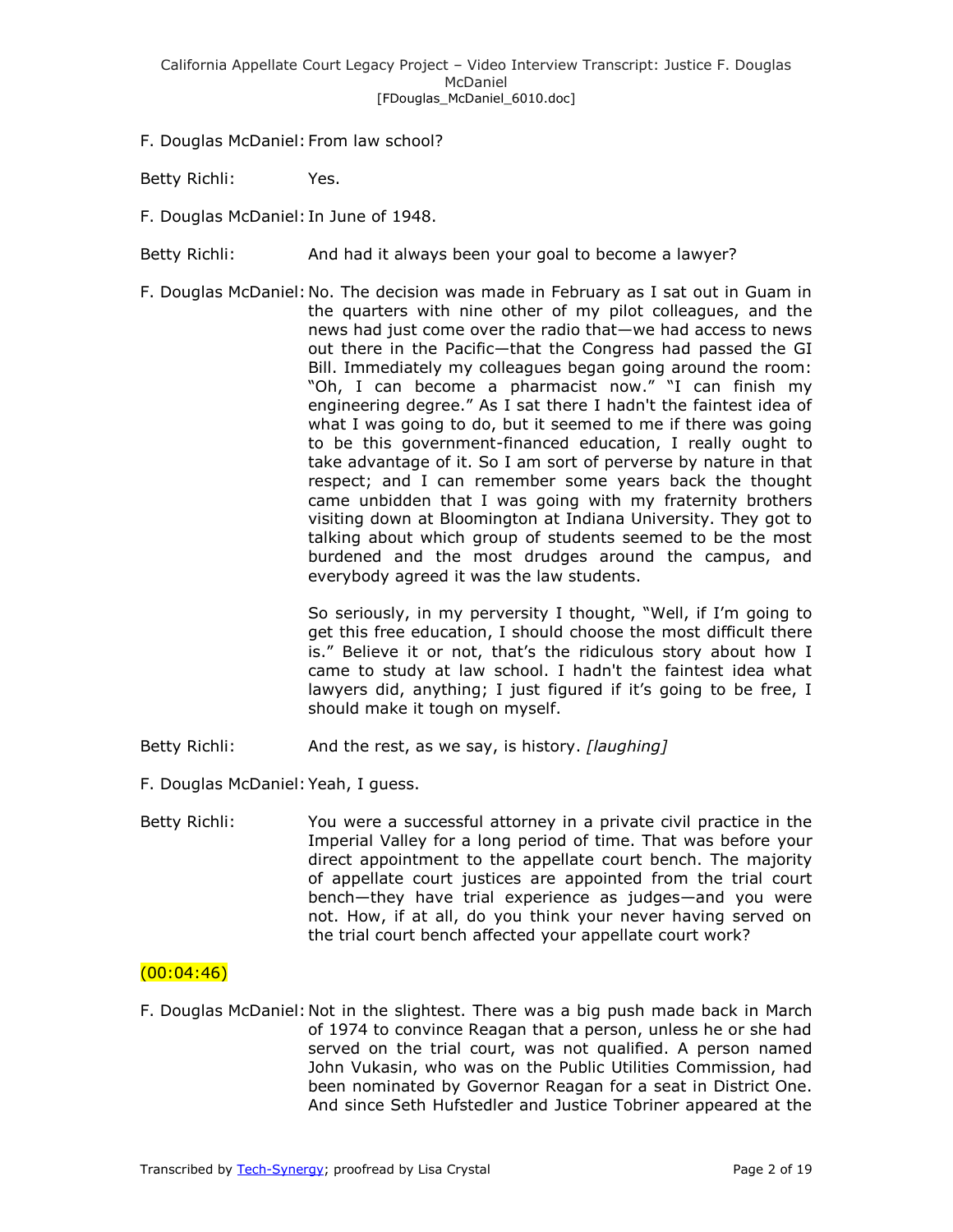F. Douglas McDaniel: From law school?

Betty Richli: Yes.

F. Douglas McDaniel: In June of 1948.

Betty Richli: And had it always been your goal to become a lawyer?

F. Douglas McDaniel: No. The decision was made in February as I sat out in Guam in the quarters with nine other of my pilot colleagues, and the news had just come over the radio that—we had access to news out there in the Pacific—that the Congress had passed the GI Bill. Immediately my colleagues began going around the room: "Oh, I can become a pharmacist now." "I can finish my engineering degree." As I sat there I hadn't the faintest idea of what I was going to do, but it seemed to me if there was going to be this government-financed education, I really ought to take advantage of it. So I am sort of perverse by nature in that respect; and I can remember some years back the thought came unbidden that I was going with my fraternity brothers visiting down at Bloomington at Indiana University. They got to talking about which group of students seemed to be the most burdened and the most drudges around the campus, and everybody agreed it was the law students.

So seriously, in my perversity I thought, "Well, if I'm going to get this free education, I should choose the most difficult there is." Believe it or not, that's the ridiculous story about how I came to study at law school. I hadn't the faintest idea what lawyers did, anything; I just figured if it's going to be free, I should make it tough on myself.

Betty Richli: And the rest, as we say, is history. *[laughing]*

F. Douglas McDaniel: Yeah, I guess.

Betty Richli: You were a successful attorney in a private civil practice in the Imperial Valley for a long period of time. That was before your direct appointment to the appellate court bench. The majority of appellate court justices are appointed from the trial court bench—they have trial experience as judges—and you were not. How, if at all, do you think your never having served on the trial court bench affected your appellate court work?

(00:04:46)

F. Douglas McDaniel: Not in the slightest. There was a big push made back in March of 1974 to convince Reagan that a person, unless he or she had served on the trial court, was not qualified. A person named John Vukasin, who was on the Public Utilities Commission, had been nominated by Governor Reagan for a seat in District One. And since Seth Hufstedler and Justice Tobriner appeared at the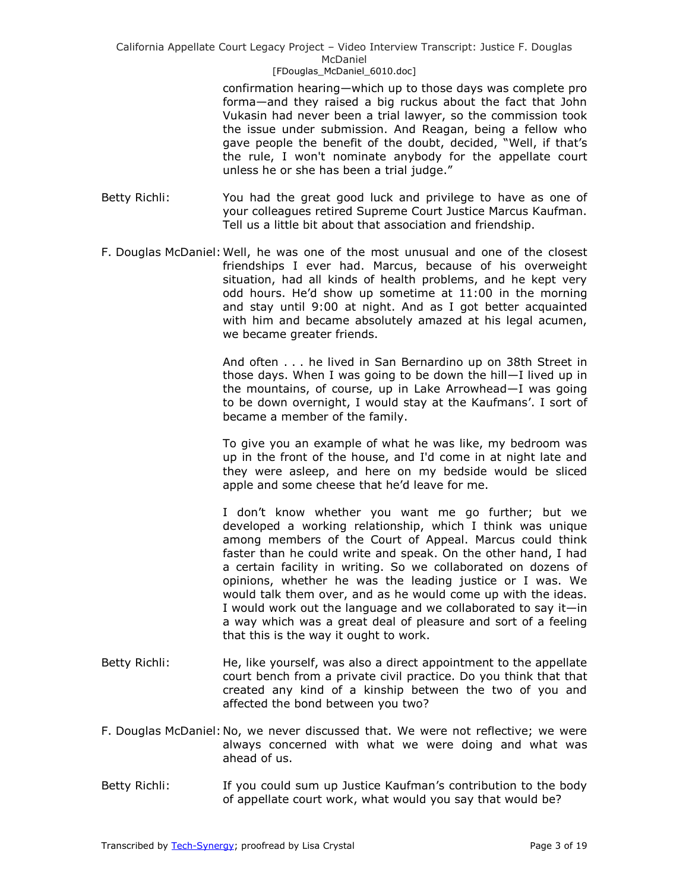confirmation hearing—which up to those days was complete pro forma—and they raised a big ruckus about the fact that John Vukasin had never been a trial lawyer, so the commission took the issue under submission. And Reagan, being a fellow who gave people the benefit of the doubt, decided, "Well, if that's the rule, I won't nominate anybody for the appellate court unless he or she has been a trial judge."

Betty Richli: You had the great good luck and privilege to have as one of your colleagues retired Supreme Court Justice Marcus Kaufman. Tell us a little bit about that association and friendship.

F. Douglas McDaniel: Well, he was one of the most unusual and one of the closest friendships I ever had. Marcus, because of his overweight situation, had all kinds of health problems, and he kept very odd hours. He'd show up sometime at 11:00 in the morning and stay until 9:00 at night. And as I got better acquainted with him and became absolutely amazed at his legal acumen, we became greater friends.

And often . . . he lived in San Bernardino up on 38th Street in those days. When I was going to be down the hill—I lived up in the mountains, of course, up in Lake Arrowhead—I was going to be down overnight, I would stay at the Kaufmans'. I sort of became a member of the family.

To give you an example of what he was like, my bedroom was up in the front of the house, and I'd come in at night late and they were asleep, and here on my bedside would be sliced apple and some cheese that he'd leave for me.

I don't know whether you want me go further; but we developed a working relationship, which I think was unique among members of the Court of Appeal. Marcus could think faster than he could write and speak. On the other hand, I had a certain facility in writing. So we collaborated on dozens of opinions, whether he was the leading justice or I was. We would talk them over, and as he would come up with the ideas. I would work out the language and we collaborated to say it—in a way which was a great deal of pleasure and sort of a feeling that this is the way it ought to work.

Betty Richli: He, like yourself, was also a direct appointment to the appellate court bench from a private civil practice. Do you think that that created any kind of a kinship between the two of you and affected the bond between you two?

F. Douglas McDaniel: No, we never discussed that. We were not reflective; we were always concerned with what we were doing and what was ahead of us.

Betty Richli: If you could sum up Justice Kaufman's contribution to the body of appellate court work, what would you say that would be?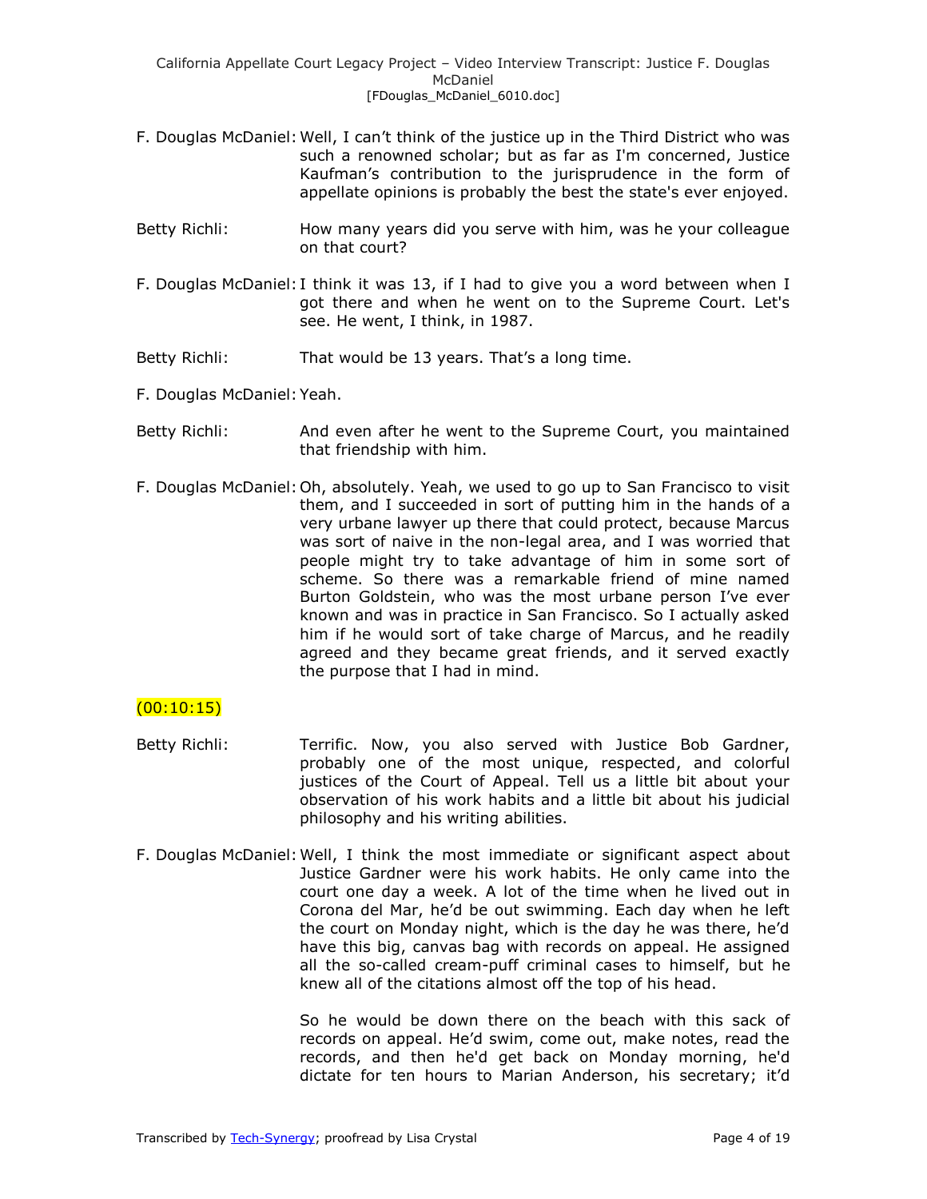F. Douglas McDaniel: Well, I can't think of the justice up in the Third District who was such a renowned scholar; but as far as I'm concerned, Justice Kaufman's contribution to the jurisprudence in the form of appellate opinions is probably the best the state's ever enjoyed.

Betty Richli: How many years did you serve with him, was he your colleague on that court?

F. Douglas McDaniel: I think it was 13, if I had to give you a word between when I got there and when he went on to the Supreme Court. Let's see. He went, I think, in 1987.

Betty Richli: That would be 13 years. That's a long time.

F. Douglas McDaniel: Yeah.

Betty Richli: And even after he went to the Supreme Court, you maintained that friendship with him.

F. Douglas McDaniel: Oh, absolutely. Yeah, we used to go up to San Francisco to visit them, and I succeeded in sort of putting him in the hands of a very urbane lawyer up there that could protect, because Marcus was sort of naive in the non-legal area, and I was worried that people might try to take advantage of him in some sort of scheme. So there was a remarkable friend of mine named Burton Goldstein, who was the most urbane person I've ever known and was in practice in San Francisco. So I actually asked him if he would sort of take charge of Marcus, and he readily agreed and they became great friends, and it served exactly the purpose that I had in mind.

(00:10:15)

Betty Richli: Terrific. Now, you also served with Justice Bob Gardner, probably one of the most unique, respected, and colorful justices of the Court of Appeal. Tell us a little bit about your observation of his work habits and a little bit about his judicial philosophy and his writing abilities.

F. Douglas McDaniel: Well, I think the most immediate or significant aspect about Justice Gardner were his work habits. He only came into the court one day a week. A lot of the time when he lived out in Corona del Mar, he'd be out swimming. Each day when he left the court on Monday night, which is the day he was there, he'd have this big, canvas bag with records on appeal. He assigned all the so-called cream-puff criminal cases to himself, but he knew all of the citations almost off the top of his head.

So he would be down there on the beach with this sack of records on appeal. He'd swim, come out, make notes, read the records, and then he'd get back on Monday morning, he'd dictate for ten hours to Marian Anderson, his secretary; it'd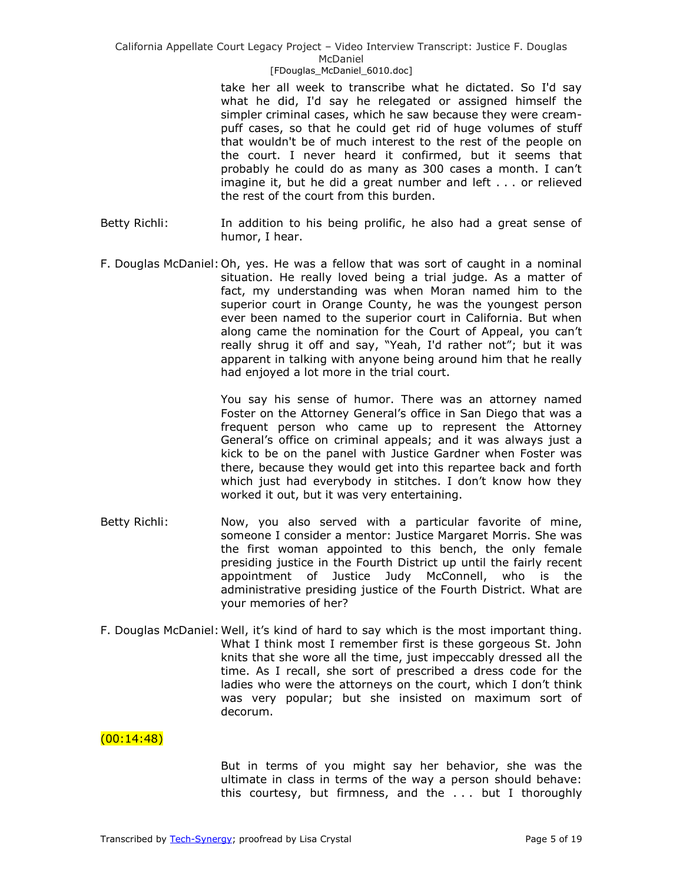take her all week to transcribe what he dictated. So I'd say what he did, I'd say he relegated or assigned himself the simpler criminal cases, which he saw because they were cream-puff cases, so that he could get rid of huge volumes of stuff that wouldn't be of much interest to the rest of the people on the court. I never heard it confirmed, but it seems that probably he could do as many as 300 cases a month. I can't imagine it, but he did a great number and left . . . or relieved the rest of the court from this burden.

Betty Richli: In addition to his being prolific, he also had a great sense of humor, I hear.

F. Douglas McDaniel: Oh, yes. He was a fellow that was sort of caught in a nominal situation. He really loved being a trial judge. As a matter of fact, my understanding was when Moran named him to the superior court in Orange County, he was the youngest person ever been named to the superior court in California. But when along came the nomination for the Court of Appeal, you can't really shrug it off and say, "Yeah, I'd rather not"; but it was apparent in talking with anyone being around him that he really had enjoyed a lot more in the trial court.

You say his sense of humor. There was an attorney named Foster on the Attorney General's office in San Diego that was a frequent person who came up to represent the Attorney General's office on criminal appeals; and it was always just a kick to be on the panel with Justice Gardner when Foster was there, because they would get into this repartee back and forth which just had everybody in stitches. I don't know how they worked it out, but it was very entertaining.

Betty Richli: Now, you also served with a particular favorite of mine, someone I consider a mentor: Justice Margaret Morris. She was the first woman appointed to this bench, the only female presiding justice in the Fourth District up until the fairly recent appointment of Justice Judy McConnell, who is the administrative presiding justice of the Fourth District. What are your memories of her?

F. Douglas McDaniel: Well, it's kind of hard to say which is the most important thing. What I think most I remember first is these gorgeous St. John knits that she wore all the time, just impeccably dressed all the time. As I recall, she sort of prescribed a dress code for the ladies who were the attorneys on the court, which I don't think was very popular; but she insisted on maximum sort of decorum.

(00:14:48)

But in terms of you might say her behavior, she was the ultimate in class in terms of the way a person should behave: this courtesy, but firmness, and the . . . but I thoroughly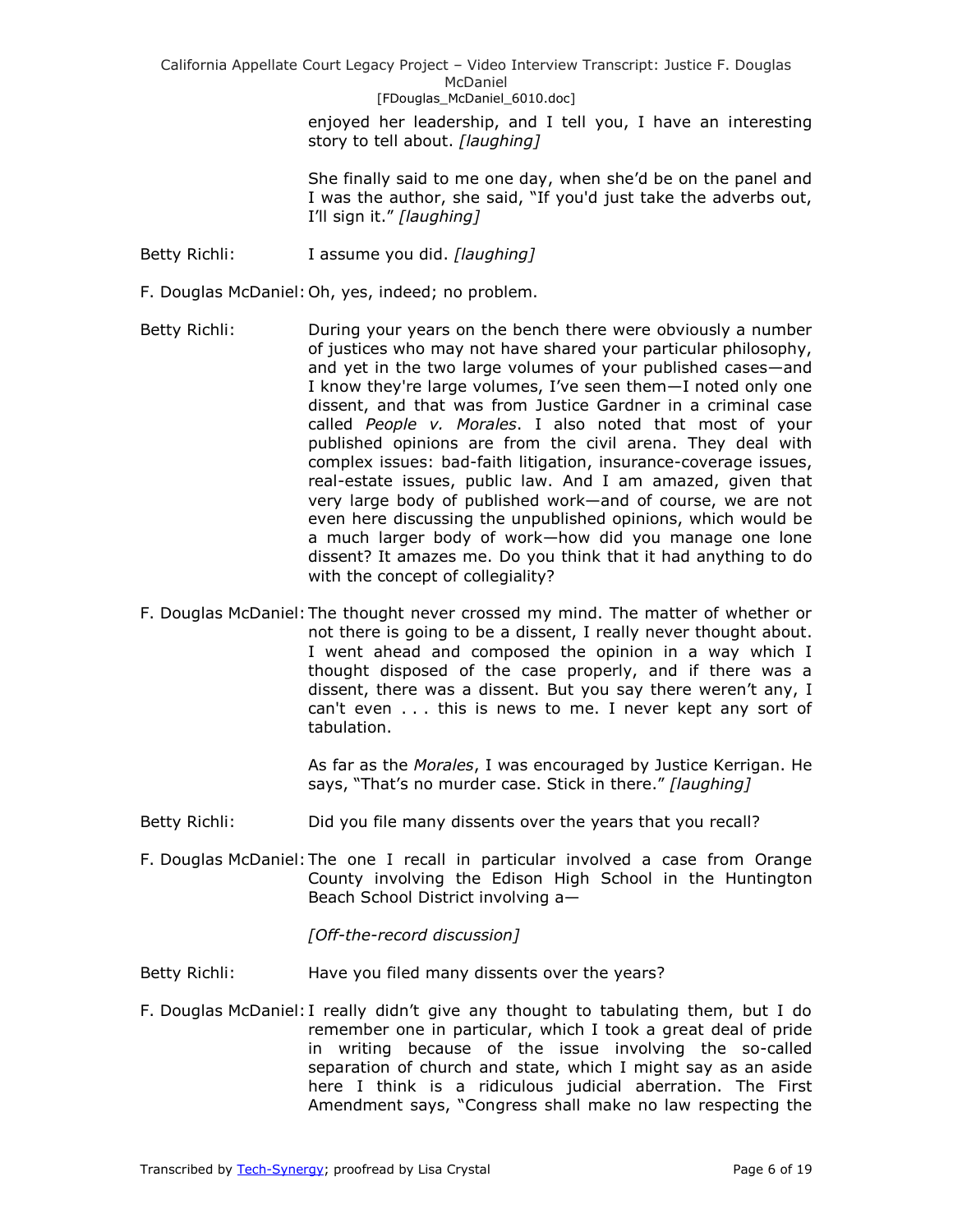enjoyed her leadership, and I tell you, I have an interesting story to tell about. *[laughing]*

She finally said to me one day, when she'd be on the panel and I was the author, she said, "If you'd just take the adverbs out, I'll sign it." *[laughing]*

Betty Richli: I assume you did. *[laughing]*

F. Douglas McDaniel: Oh, yes, indeed; no problem.

Betty Richli: During your years on the bench there were obviously a number of justices who may not have shared your particular philosophy, and yet in the two large volumes of your published cases—and I know they're large volumes, I've seen them—I noted only one dissent, and that was from Justice Gardner in a criminal case called *People v. Morales*. I also noted that most of your published opinions are from the civil arena. They deal with complex issues: bad-faith litigation, insurance-coverage issues, real-estate issues, public law. And I am amazed, given that very large body of published work—and of course, we are not even here discussing the unpublished opinions, which would be a much larger body of work—how did you manage one lone dissent? It amazes me. Do you think that it had anything to do with the concept of collegiality?

F. Douglas McDaniel: The thought never crossed my mind. The matter of whether or not there is going to be a dissent, I really never thought about. I went ahead and composed the opinion in a way which I thought disposed of the case properly, and if there was a dissent, there was a dissent. But you say there weren't any, I can't even . . . this is news to me. I never kept any sort of tabulation.

As far as the *Morales*, I was encouraged by Justice Kerrigan. He says, "That's no murder case. Stick in there." *[laughing]*

Betty Richli: Did you file many dissents over the years that you recall?

F. Douglas McDaniel: The one I recall in particular involved a case from Orange County involving the Edison High School in the Huntington Beach School District involving a—

*[Off-the-record discussion]*

Betty Richli: Have you filed many dissents over the years?

F. Douglas McDaniel: I really didn't give any thought to tabulating them, but I do remember one in particular, which I took a great deal of pride in writing because of the issue involving the so-called separation of church and state, which I might say as an aside here I think is a ridiculous judicial aberration. The First Amendment says, "Congress shall make no law respecting the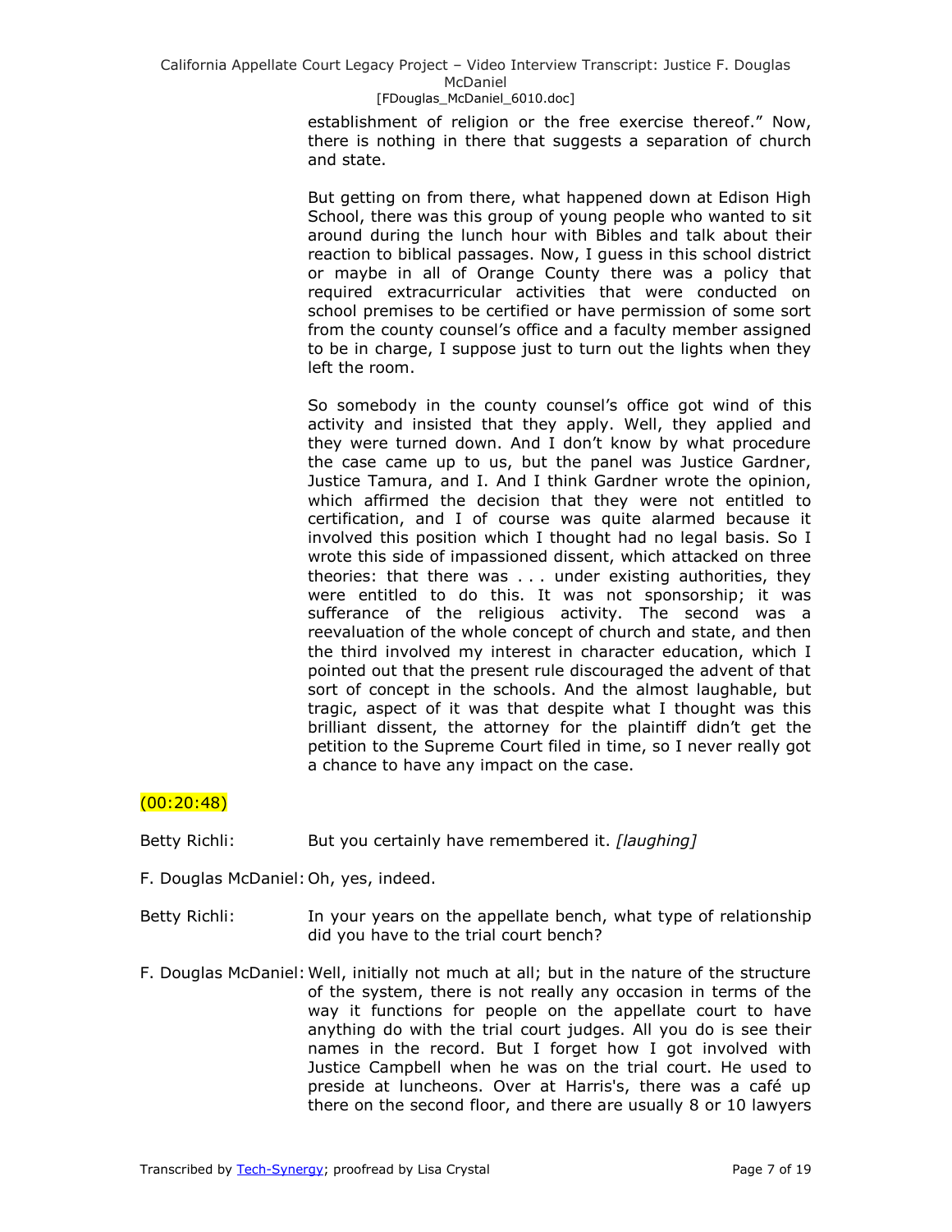establishment of religion or the free exercise thereof." Now, there is nothing in there that suggests a separation of church and state.

But getting on from there, what happened down at Edison High School, there was this group of young people who wanted to sit around during the lunch hour with Bibles and talk about their reaction to biblical passages. Now, I guess in this school district or maybe in all of Orange County there was a policy that required extracurricular activities that were conducted on school premises to be certified or have permission of some sort from the county counsel's office and a faculty member assigned to be in charge, I suppose just to turn out the lights when they left the room.

So somebody in the county counsel's office got wind of this activity and insisted that they apply. Well, they applied and they were turned down. And I don't know by what procedure the case came up to us, but the panel was Justice Gardner, Justice Tamura, and I. And I think Gardner wrote the opinion, which affirmed the decision that they were not entitled to certification, and I of course was quite alarmed because it involved this position which I thought had no legal basis. So I wrote this side of impassioned dissent, which attacked on three theories: that there was . . . under existing authorities, they were entitled to do this. It was not sponsorship; it was sufferance of the religious activity. The second was a reevaluation of the whole concept of church and state, and then the third involved my interest in character education, which I pointed out that the present rule discouraged the advent of that sort of concept in the schools. And the almost laughable, but tragic, aspect of it was that despite what I thought was this brilliant dissent, the attorney for the plaintiff didn't get the petition to the Supreme Court filed in time, so I never really got a chance to have any impact on the case.

(00:20:48)

Betty Richli: But you certainly have remembered it. *[laughing]*

F. Douglas McDaniel: Oh, yes, indeed.

Betty Richli: In your years on the appellate bench, what type of relationship did you have to the trial court bench?

F. Douglas McDaniel: Well, initially not much at all; but in the nature of the structure of the system, there is not really any occasion in terms of the way it functions for people on the appellate court to have anything do with the trial court judges. All you do is see their names in the record. But I forget how I got involved with Justice Campbell when he was on the trial court. He used to preside at luncheons. Over at Harris's, there was a café up there on the second floor, and there are usually 8 or 10 lawyers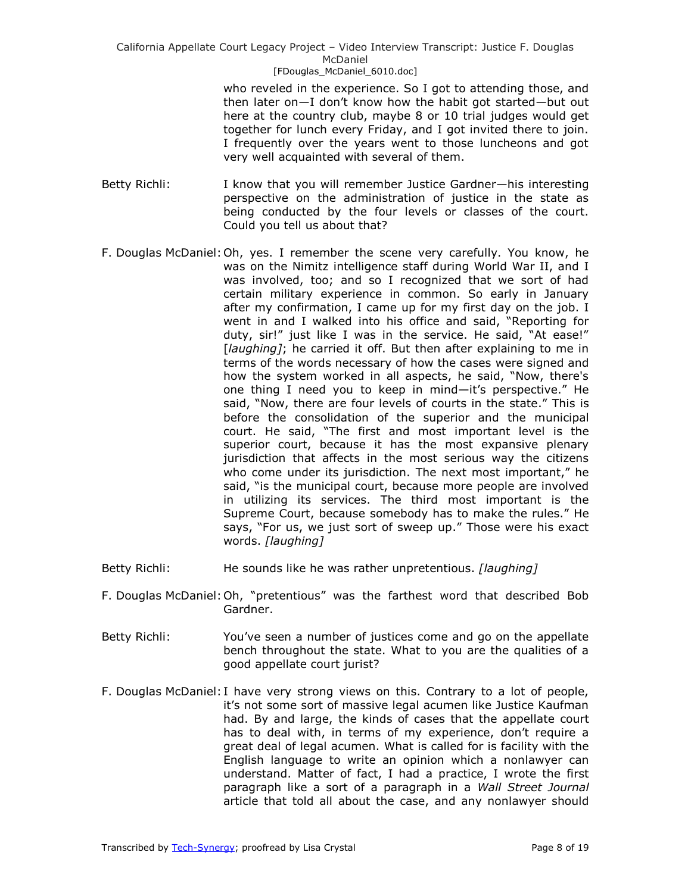who reveled in the experience. So I got to attending those, and then later on—I don't know how the habit got started—but out here at the country club, maybe 8 or 10 trial judges would get together for lunch every Friday, and I got invited there to join. I frequently over the years went to those luncheons and got very well acquainted with several of them.

Betty Richli: I know that you will remember Justice Gardner—his interesting perspective on the administration of justice in the state as being conducted by the four levels or classes of the court. Could you tell us about that?

F. Douglas McDaniel: Oh, yes. I remember the scene very carefully. You know, he was on the Nimitz intelligence staff during World War II, and I was involved, too; and so I recognized that we sort of had certain military experience in common. So early in January after my confirmation, I came up for my first day on the job. I went in and I walked into his office and said, "Reporting for duty, sir!" just like I was in the service. He said, "At ease!" [*laughing*]; he carried it off. But then after explaining to me in terms of the words necessary of how the cases were signed and how the system worked in all aspects, he said, "Now, there's one thing I need you to keep in mind—it's perspective." He said, "Now, there are four levels of courts in the state." This is before the consolidation of the superior and the municipal court. He said, "The first and most important level is the superior court, because it has the most expansive plenary jurisdiction that affects in the most serious way the citizens who come under its jurisdiction. The next most important," he said, "is the municipal court, because more people are involved in utilizing its services. The third most important is the Supreme Court, because somebody has to make the rules." He says, "For us, we just sort of sweep up." Those were his exact words. *[laughing]*

Betty Richli: He sounds like he was rather unpretentious. *[laughing]*

F. Douglas McDaniel: Oh, "pretentious" was the farthest word that described Bob Gardner.

Betty Richli: You've seen a number of justices come and go on the appellate bench throughout the state. What to you are the qualities of a good appellate court jurist?

F. Douglas McDaniel: I have very strong views on this. Contrary to a lot of people, it's not some sort of massive legal acumen like Justice Kaufman had. By and large, the kinds of cases that the appellate court has to deal with, in terms of my experience, don't require a great deal of legal acumen. What is called for is facility with the English language to write an opinion which a nonlawyer can understand. Matter of fact, I had a practice, I wrote the first paragraph like a sort of a paragraph in a *Wall Street Journal* article that told all about the case, and any nonlawyer should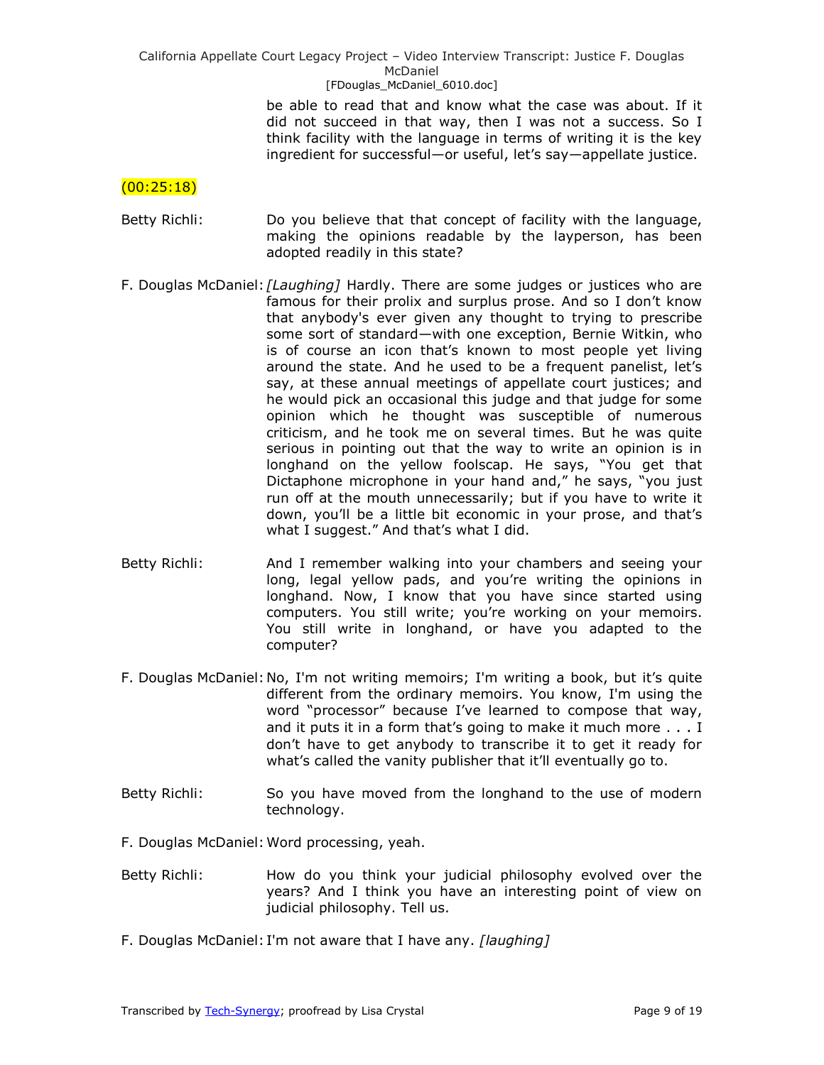be able to read that and know what the case was about. If it did not succeed in that way, then I was not a success. So I think facility with the language in terms of writing it is the key ingredient for successful—or useful, let's say—appellate justice.

(00:25:18)

Betty Richli: Do you believe that that concept of facility with the language, making the opinions readable by the layperson, has been adopted readily in this state?

F. Douglas McDaniel: *[Laughing]* Hardly. There are some judges or justices who are famous for their prolix and surplus prose. And so I don't know that anybody's ever given any thought to trying to prescribe some sort of standard—with one exception, Bernie Witkin, who is of course an icon that's known to most people yet living around the state. And he used to be a frequent panelist, let's say, at these annual meetings of appellate court justices; and he would pick an occasional this judge and that judge for some opinion which he thought was susceptible of numerous criticism, and he took me on several times. But he was quite serious in pointing out that the way to write an opinion is in longhand on the yellow foolscap. He says, "You get that Dictaphone microphone in your hand and," he says, "you just run off at the mouth unnecessarily; but if you have to write it down, you'll be a little bit economic in your prose, and that's what I suggest." And that's what I did.

Betty Richli: And I remember walking into your chambers and seeing your long, legal yellow pads, and you're writing the opinions in longhand. Now, I know that you have since started using computers. You still write; you're working on your memoirs. You still write in longhand, or have you adapted to the computer?

F. Douglas McDaniel: No, I'm not writing memoirs; I'm writing a book, but it's quite different from the ordinary memoirs. You know, I'm using the word "processor" because I've learned to compose that way, and it puts it in a form that's going to make it much more . . . I don't have to get anybody to transcribe it to get it ready for what's called the vanity publisher that it'll eventually go to.

Betty Richli: So you have moved from the longhand to the use of modern technology.

F. Douglas McDaniel: Word processing, yeah.

Betty Richli: How do you think your judicial philosophy evolved over the years? And I think you have an interesting point of view on judicial philosophy. Tell us.

F. Douglas McDaniel: I'm not aware that I have any. *[laughing]*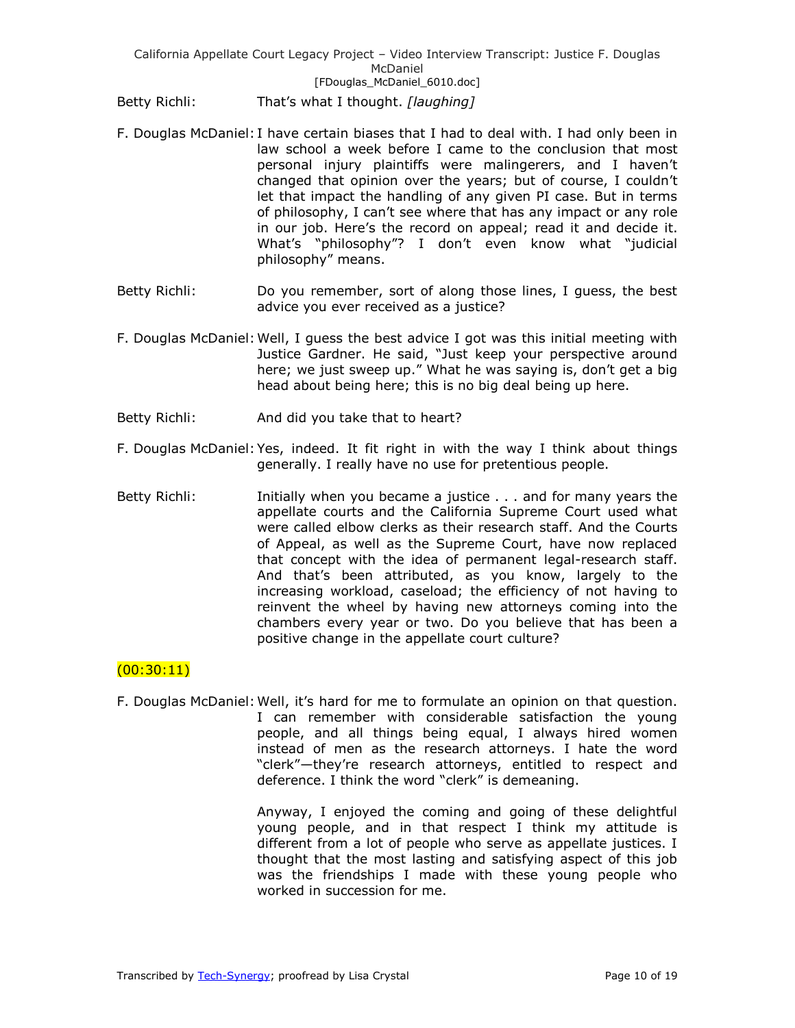Betty Richli: That's what I thought. *[laughing]*

F. Douglas McDaniel: I have certain biases that I had to deal with. I had only been in law school a week before I came to the conclusion that most personal injury plaintiffs were malingerers, and I haven't changed that opinion over the years; but of course, I couldn't let that impact the handling of any given PI case. But in terms of philosophy, I can't see where that has any impact or any role in our job. Here's the record on appeal; read it and decide it. What's "philosophy"? I don't even know what "judicial philosophy" means.

Betty Richli: Do you remember, sort of along those lines, I guess, the best advice you ever received as a justice?

F. Douglas McDaniel: Well, I guess the best advice I got was this initial meeting with Justice Gardner. He said, "Just keep your perspective around here; we just sweep up." What he was saying is, don't get a big head about being here; this is no big deal being up here.

Betty Richli: And did you take that to heart?

F. Douglas McDaniel: Yes, indeed. It fit right in with the way I think about things generally. I really have no use for pretentious people.

Betty Richli: Initially when you became a justice . . . and for many years the appellate courts and the California Supreme Court used what were called elbow clerks as their research staff. And the Courts of Appeal, as well as the Supreme Court, have now replaced that concept with the idea of permanent legal-research staff. And that's been attributed, as you know, largely to the increasing workload, caseload; the efficiency of not having to reinvent the wheel by having new attorneys coming into the chambers every year or two. Do you believe that has been a positive change in the appellate court culture?

(00:30:11)

F. Douglas McDaniel: Well, it's hard for me to formulate an opinion on that question. I can remember with considerable satisfaction the young people, and all things being equal, I always hired women instead of men as the research attorneys. I hate the word "clerk"—they're research attorneys, entitled to respect and deference. I think the word "clerk" is demeaning.

Anyway, I enjoyed the coming and going of these delightful young people, and in that respect I think my attitude is different from a lot of people who serve as appellate justices. I thought that the most lasting and satisfying aspect of this job was the friendships I made with these young people who worked in succession for me.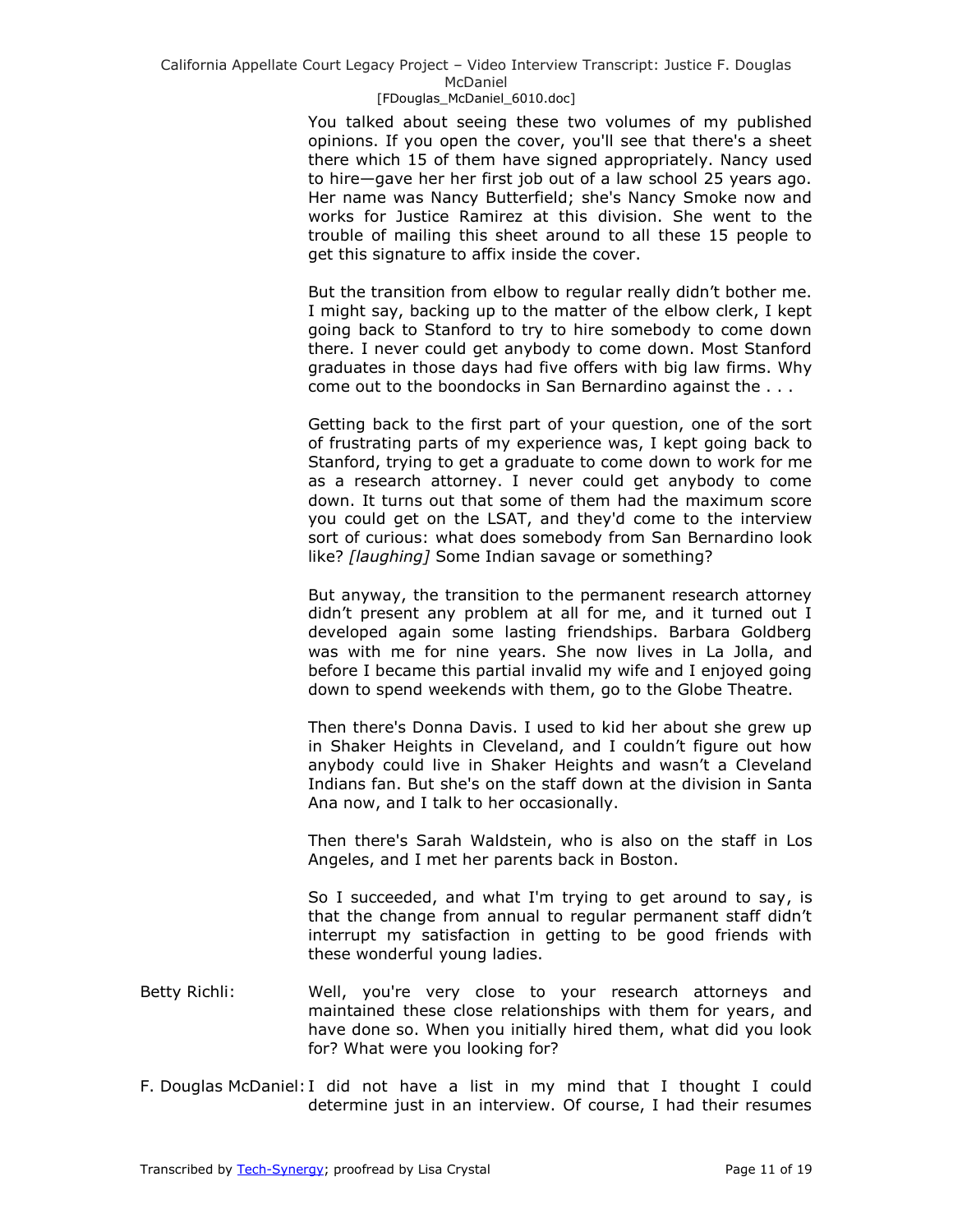You talked about seeing these two volumes of my published opinions. If you open the cover, you'll see that there's a sheet there which 15 of them have signed appropriately. Nancy used to hire—gave her her first job out of a law school 25 years ago. Her name was Nancy Butterfield; she's Nancy Smoke now and works for Justice Ramirez at this division. She went to the trouble of mailing this sheet around to all these 15 people to get this signature to affix inside the cover.

But the transition from elbow to regular really didn't bother me. I might say, backing up to the matter of the elbow clerk, I kept going back to Stanford to try to hire somebody to come down there. I never could get anybody to come down. Most Stanford graduates in those days had five offers with big law firms. Why come out to the boondocks in San Bernardino against the . . .

Getting back to the first part of your question, one of the sort of frustrating parts of my experience was, I kept going back to Stanford, trying to get a graduate to come down to work for me as a research attorney. I never could get anybody to come down. It turns out that some of them had the maximum score you could get on the LSAT, and they'd come to the interview sort of curious: what does somebody from San Bernardino look like? *[laughing]* Some Indian savage or something?

But anyway, the transition to the permanent research attorney didn't present any problem at all for me, and it turned out I developed again some lasting friendships. Barbara Goldberg was with me for nine years. She now lives in La Jolla, and before I became this partial invalid my wife and I enjoyed going down to spend weekends with them, go to the Globe Theatre.

Then there's Donna Davis. I used to kid her about she grew up in Shaker Heights in Cleveland, and I couldn't figure out how anybody could live in Shaker Heights and wasn't a Cleveland Indians fan. But she's on the staff down at the division in Santa Ana now, and I talk to her occasionally.

Then there's Sarah Waldstein, who is also on the staff in Los Angeles, and I met her parents back in Boston.

So I succeeded, and what I'm trying to get around to say, is that the change from annual to regular permanent staff didn't interrupt my satisfaction in getting to be good friends with these wonderful young ladies.

Betty Richli: Well, you're very close to your research attorneys and maintained these close relationships with them for years, and have done so. When you initially hired them, what did you look for? What were you looking for?

F. Douglas McDaniel: I did not have a list in my mind that I thought I could determine just in an interview. Of course, I had their resumes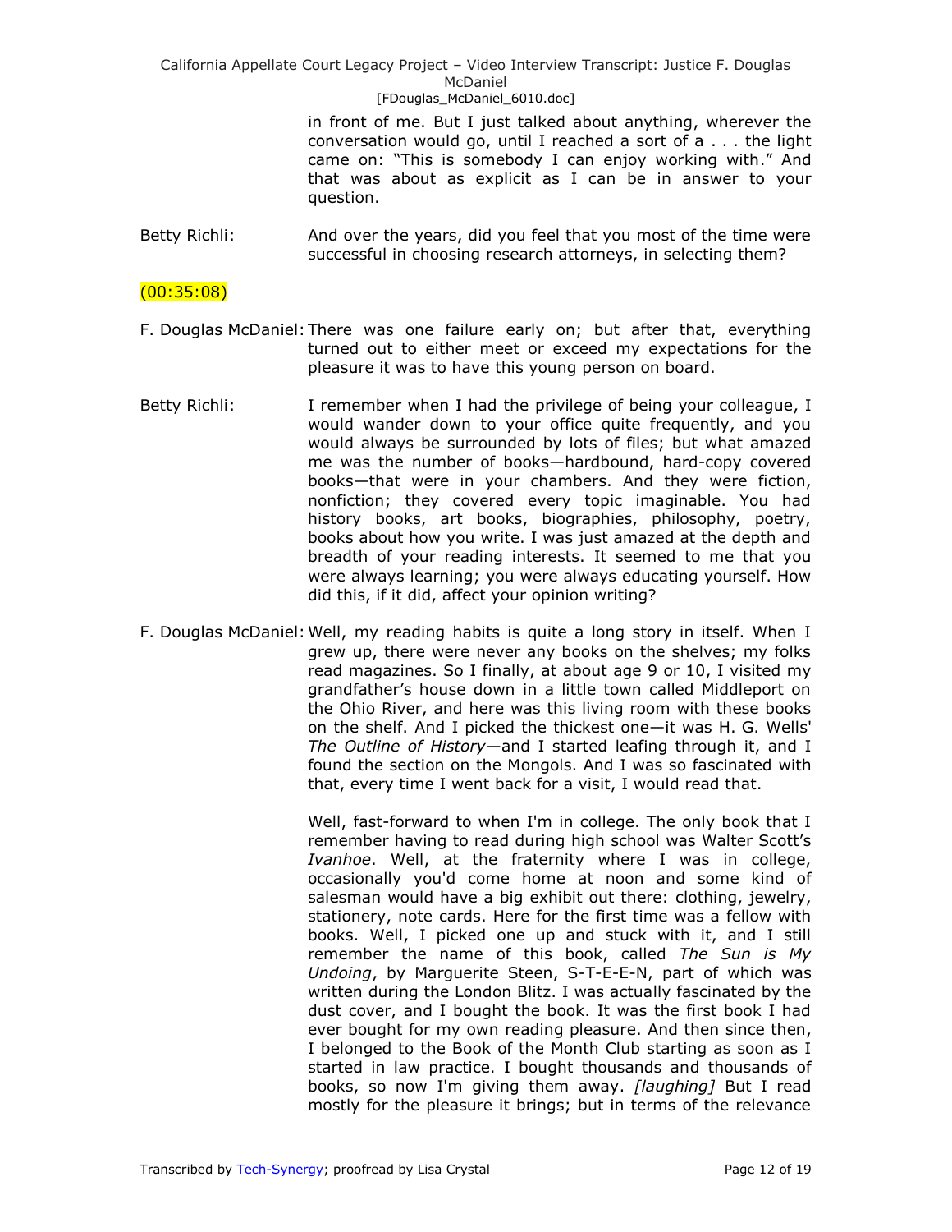in front of me. But I just talked about anything, wherever the conversation would go, until I reached a sort of a . . . the light came on: "This is somebody I can enjoy working with." And that was about as explicit as I can be in answer to your question.

Betty Richli: And over the years, did you feel that you most of the time were successful in choosing research attorneys, in selecting them?

(00:35:08)

F. Douglas McDaniel: There was one failure early on; but after that, everything turned out to either meet or exceed my expectations for the pleasure it was to have this young person on board.

Betty Richli: I remember when I had the privilege of being your colleague, I would wander down to your office quite frequently, and you would always be surrounded by lots of files; but what amazed me was the number of books—hardbound, hard-copy covered books—that were in your chambers. And they were fiction, nonfiction; they covered every topic imaginable. You had history books, art books, biographies, philosophy, poetry, books about how you write. I was just amazed at the depth and breadth of your reading interests. It seemed to me that you were always learning; you were always educating yourself. How did this, if it did, affect your opinion writing?

F. Douglas McDaniel: Well, my reading habits is quite a long story in itself. When I grew up, there were never any books on the shelves; my folks read magazines. So I finally, at about age 9 or 10, I visited my grandfather's house down in a little town called Middleport on the Ohio River, and here was this living room with these books on the shelf. And I picked the thickest one—it was H. G. Wells' *The Outline of History*—and I started leafing through it, and I found the section on the Mongols. And I was so fascinated with that, every time I went back for a visit, I would read that.

Well, fast-forward to when I'm in college. The only book that I remember having to read during high school was Walter Scott's *Ivanhoe*. Well, at the fraternity where I was in college, occasionally you'd come home at noon and some kind of salesman would have a big exhibit out there: clothing, jewelry, stationery, note cards. Here for the first time was a fellow with books. Well, I picked one up and stuck with it, and I still remember the name of this book, called *The Sun is My Undoing*, by Marguerite Steen, S-T-E-E-N, part of which was written during the London Blitz. I was actually fascinated by the dust cover, and I bought the book. It was the first book I had ever bought for my own reading pleasure. And then since then, I belonged to the Book of the Month Club starting as soon as I started in law practice. I bought thousands and thousands of books, so now I'm giving them away. *[laughing]* But I read mostly for the pleasure it brings; but in terms of the relevance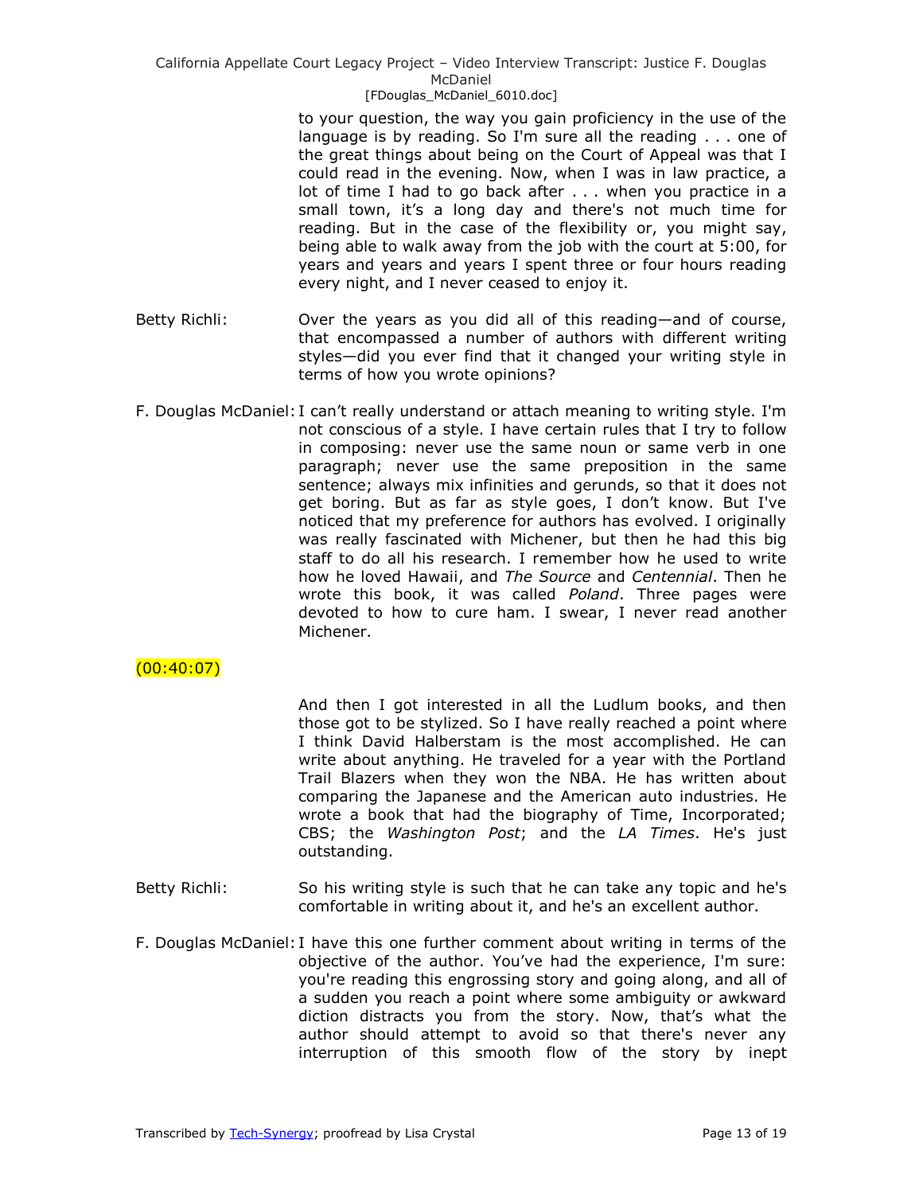to your question, the way you gain proficiency in the use of the language is by reading. So I'm sure all the reading . . . one of the great things about being on the Court of Appeal was that I could read in the evening. Now, when I was in law practice, a lot of time I had to go back after . . . when you practice in a small town, it's a long day and there's not much time for reading. But in the case of the flexibility or, you might say, being able to walk away from the job with the court at 5:00, for years and years and years I spent three or four hours reading every night, and I never ceased to enjoy it.

Betty Richli: Over the years as you did all of this reading—and of course, that encompassed a number of authors with different writing styles—did you ever find that it changed your writing style in terms of how you wrote opinions?

F. Douglas McDaniel: I can't really understand or attach meaning to writing style. I'm not conscious of a style. I have certain rules that I try to follow in composing: never use the same noun or same verb in one paragraph; never use the same preposition in the same sentence; always mix infinities and gerunds, so that it does not get boring. But as far as style goes, I don't know. But I've noticed that my preference for authors has evolved. I originally was really fascinated with Michener, but then he had this big staff to do all his research. I remember how he used to write how he loved Hawaii, and *The Source* and *Centennial*. Then he wrote this book, it was called *Poland*. Three pages were devoted to how to cure ham. I swear, I never read another Michener.

(00:40:07)

And then I got interested in all the Ludlum books, and then those got to be stylized. So I have really reached a point where I think David Halberstam is the most accomplished. He can write about anything. He traveled for a year with the Portland Trail Blazers when they won the NBA. He has written about comparing the Japanese and the American auto industries. He wrote a book that had the biography of Time, Incorporated; CBS; the *Washington Post*; and the *LA Times*. He's just outstanding.

Betty Richli: So his writing style is such that he can take any topic and he's comfortable in writing about it, and he's an excellent author.

F. Douglas McDaniel: I have this one further comment about writing in terms of the objective of the author. You've had the experience, I'm sure: you're reading this engrossing story and going along, and all of a sudden you reach a point where some ambiguity or awkward diction distracts you from the story. Now, that's what the author should attempt to avoid so that there's never any interruption of this smooth flow of the story by inept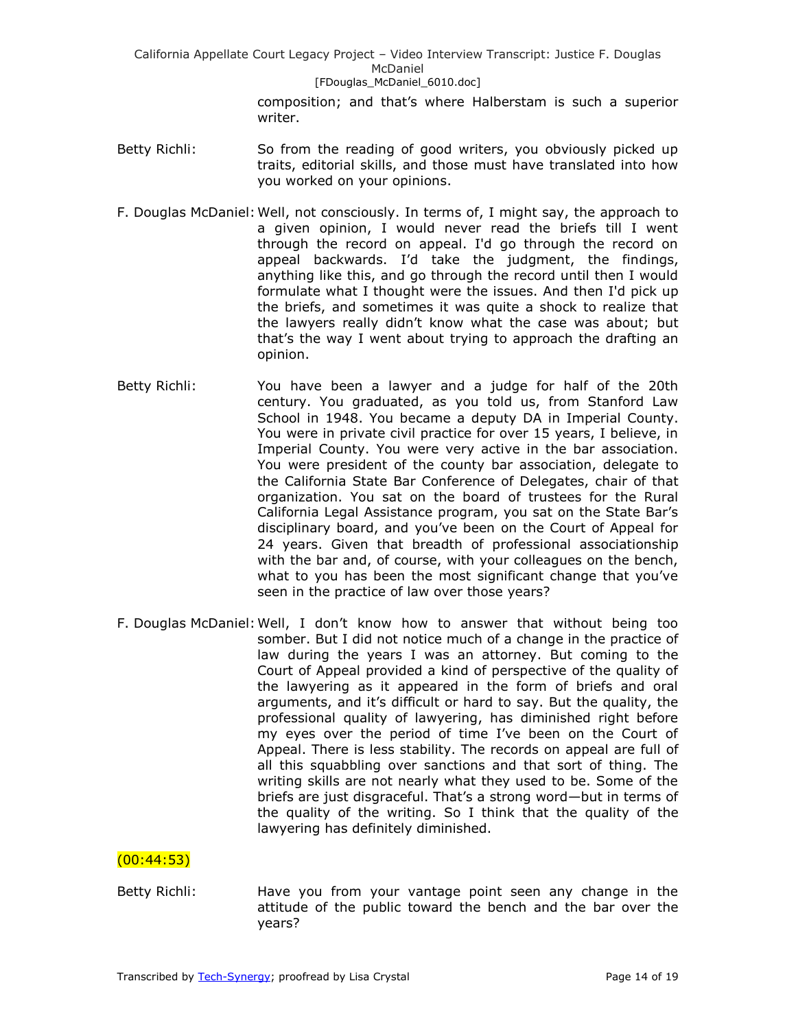composition; and that's where Halberstam is such a superior writer.

Betty Richli: So from the reading of good writers, you obviously picked up traits, editorial skills, and those must have translated into how you worked on your opinions.

F. Douglas McDaniel: Well, not consciously. In terms of, I might say, the approach to a given opinion, I would never read the briefs till I went through the record on appeal. I'd go through the record on appeal backwards. I'd take the judgment, the findings, anything like this, and go through the record until then I would formulate what I thought were the issues. And then I'd pick up the briefs, and sometimes it was quite a shock to realize that the lawyers really didn't know what the case was about; but that's the way I went about trying to approach the drafting an opinion.

Betty Richli: You have been a lawyer and a judge for half of the 20th century. You graduated, as you told us, from Stanford Law School in 1948. You became a deputy DA in Imperial County. You were in private civil practice for over 15 years, I believe, in Imperial County. You were very active in the bar association. You were president of the county bar association, delegate to the California State Bar Conference of Delegates, chair of that organization. You sat on the board of trustees for the Rural California Legal Assistance program, you sat on the State Bar's disciplinary board, and you've been on the Court of Appeal for 24 years. Given that breadth of professional associationship with the bar and, of course, with your colleagues on the bench, what to you has been the most significant change that you've seen in the practice of law over those years?

F. Douglas McDaniel: Well, I don't know how to answer that without being too somber. But I did not notice much of a change in the practice of law during the years I was an attorney. But coming to the Court of Appeal provided a kind of perspective of the quality of the lawyering as it appeared in the form of briefs and oral arguments, and it's difficult or hard to say. But the quality, the professional quality of lawyering, has diminished right before my eyes over the period of time I've been on the Court of Appeal. There is less stability. The records on appeal are full of all this squabbling over sanctions and that sort of thing. The writing skills are not nearly what they used to be. Some of the briefs are just disgraceful. That's a strong word—but in terms of the quality of the writing. So I think that the quality of the lawyering has definitely diminished.

(00:44:53)

Betty Richli: Have you from your vantage point seen any change in the attitude of the public toward the bench and the bar over the years?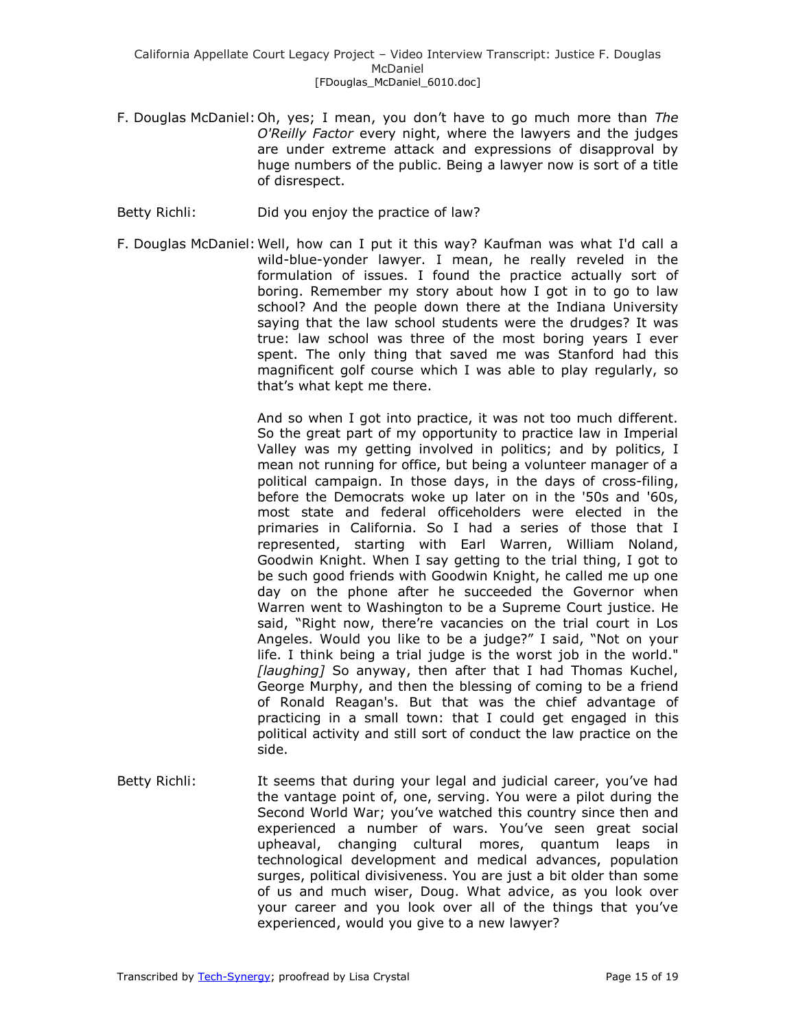F. Douglas McDaniel: Oh, yes; I mean, you don't have to go much more than *The O'Reilly Factor* every night, where the lawyers and the judges are under extreme attack and expressions of disapproval by huge numbers of the public. Being a lawyer now is sort of a title of disrespect.

Betty Richli: Did you enjoy the practice of law?

F. Douglas McDaniel: Well, how can I put it this way? Kaufman was what I'd call a wild-blue-yonder lawyer. I mean, he really reveled in the formulation of issues. I found the practice actually sort of boring. Remember my story about how I got in to go to law school? And the people down there at the Indiana University saying that the law school students were the drudges? It was true: law school was three of the most boring years I ever spent. The only thing that saved me was Stanford had this magnificent golf course which I was able to play regularly, so that's what kept me there.

And so when I got into practice, it was not too much different. So the great part of my opportunity to practice law in Imperial Valley was my getting involved in politics; and by politics, I mean not running for office, but being a volunteer manager of a political campaign. In those days, in the days of cross-filing, before the Democrats woke up later on in the '50s and '60s, most state and federal officeholders were elected in the primaries in California. So I had a series of those that I represented, starting with Earl Warren, William Noland, Goodwin Knight. When I say getting to the trial thing, I got to be such good friends with Goodwin Knight, he called me up one day on the phone after he succeeded the Governor when Warren went to Washington to be a Supreme Court justice. He said, "Right now, there're vacancies on the trial court in Los Angeles. Would you like to be a judge?" I said, "Not on your life. I think being a trial judge is the worst job in the world." *[laughing]* So anyway, then after that I had Thomas Kuchel, George Murphy, and then the blessing of coming to be a friend of Ronald Reagan's. But that was the chief advantage of practicing in a small town: that I could get engaged in this political activity and still sort of conduct the law practice on the side.

Betty Richli: It seems that during your legal and judicial career, you've had the vantage point of, one, serving. You were a pilot during the Second World War; you've watched this country since then and experienced a number of wars. You've seen great social upheaval, changing cultural mores, quantum leaps in technological development and medical advances, population surges, political divisiveness. You are just a bit older than some of us and much wiser, Doug. What advice, as you look over your career and you look over all of the things that you've experienced, would you give to a new lawyer?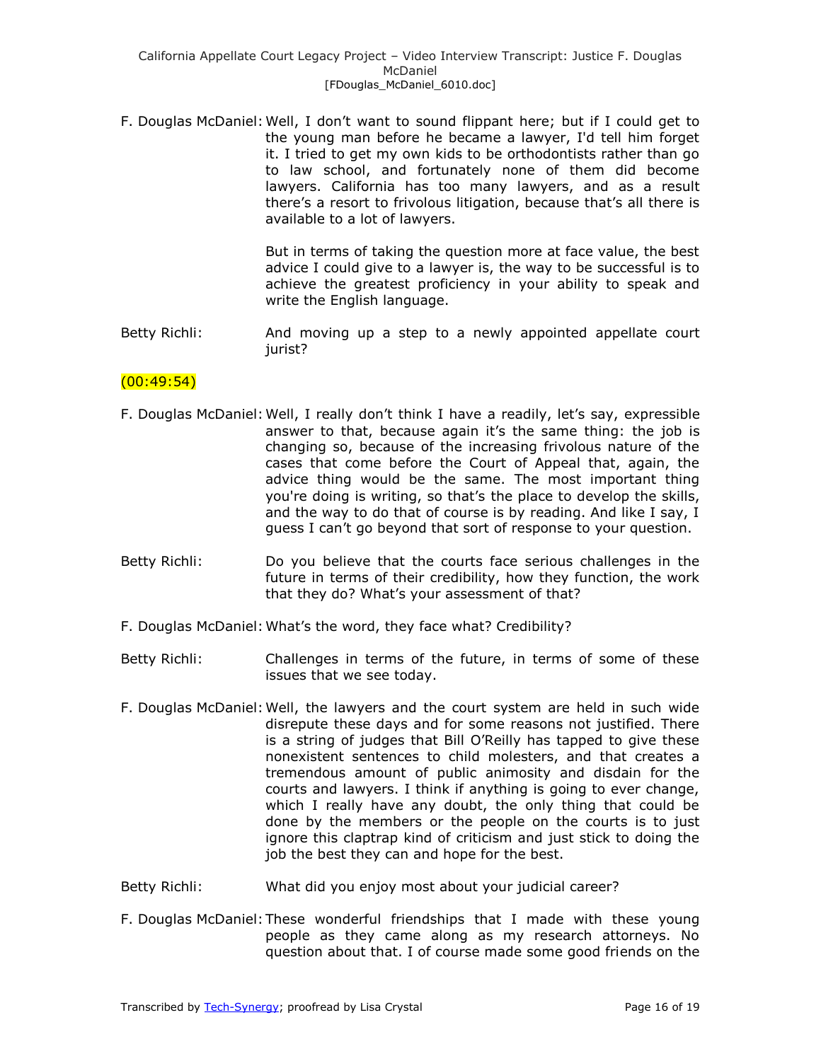F. Douglas McDaniel: Well, I don't want to sound flippant here; but if I could get to the young man before he became a lawyer, I'd tell him forget it. I tried to get my own kids to be orthodontists rather than go to law school, and fortunately none of them did become lawyers. California has too many lawyers, and as a result there's a resort to frivolous litigation, because that's all there is available to a lot of lawyers.

But in terms of taking the question more at face value, the best advice I could give to a lawyer is, the way to be successful is to achieve the greatest proficiency in your ability to speak and write the English language.

Betty Richli: And moving up a step to a newly appointed appellate court jurist?

(00:49:54)

F. Douglas McDaniel: Well, I really don't think I have a readily, let's say, expressible answer to that, because again it's the same thing: the job is changing so, because of the increasing frivolous nature of the cases that come before the Court of Appeal that, again, the advice thing would be the same. The most important thing you're doing is writing, so that's the place to develop the skills, and the way to do that of course is by reading. And like I say, I guess I can't go beyond that sort of response to your question.

Betty Richli: Do you believe that the courts face serious challenges in the future in terms of their credibility, how they function, the work that they do? What's your assessment of that?

F. Douglas McDaniel: What's the word, they face what? Credibility?

Betty Richli: Challenges in terms of the future, in terms of some of these issues that we see today.

F. Douglas McDaniel: Well, the lawyers and the court system are held in such wide disrepute these days and for some reasons not justified. There is a string of judges that Bill O'Reilly has tapped to give these nonexistent sentences to child molesters, and that creates a tremendous amount of public animosity and disdain for the courts and lawyers. I think if anything is going to ever change, which I really have any doubt, the only thing that could be done by the members or the people on the courts is to just ignore this claptrap kind of criticism and just stick to doing the job the best they can and hope for the best.

Betty Richli: What did you enjoy most about your judicial career?

F. Douglas McDaniel: These wonderful friendships that I made with these young people as they came along as my research attorneys. No question about that. I of course made some good friends on the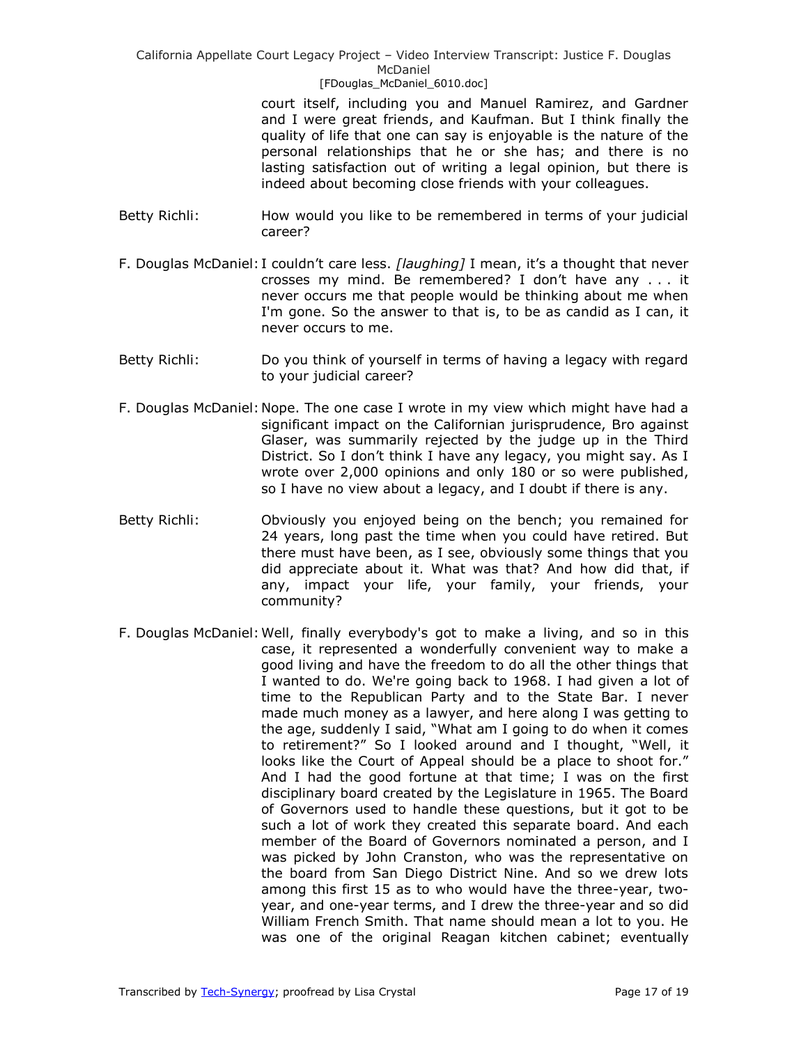court itself, including you and Manuel Ramirez, and Gardner and I were great friends, and Kaufman. But I think finally the quality of life that one can say is enjoyable is the nature of the personal relationships that he or she has; and there is no lasting satisfaction out of writing a legal opinion, but there is indeed about becoming close friends with your colleagues.

Betty Richli: How would you like to be remembered in terms of your judicial career?

F. Douglas McDaniel: I couldn't care less. *[laughing]* I mean, it's a thought that never crosses my mind. Be remembered? I don't have any . . . it never occurs me that people would be thinking about me when I'm gone. So the answer to that is, to be as candid as I can, it never occurs to me.

Betty Richli: Do you think of yourself in terms of having a legacy with regard to your judicial career?

F. Douglas McDaniel: Nope. The one case I wrote in my view which might have had a significant impact on the Californian jurisprudence, Bro against Glaser, was summarily rejected by the judge up in the Third District. So I don't think I have any legacy, you might say. As I wrote over 2,000 opinions and only 180 or so were published, so I have no view about a legacy, and I doubt if there is any.

Betty Richli: Obviously you enjoyed being on the bench; you remained for 24 years, long past the time when you could have retired. But there must have been, as I see, obviously some things that you did appreciate about it. What was that? And how did that, if any, impact your life, your family, your friends, your community?

F. Douglas McDaniel: Well, finally everybody's got to make a living, and so in this case, it represented a wonderfully convenient way to make a good living and have the freedom to do all the other things that I wanted to do. We're going back to 1968. I had given a lot of time to the Republican Party and to the State Bar. I never made much money as a lawyer, and here along I was getting to the age, suddenly I said, "What am I going to do when it comes to retirement?" So I looked around and I thought, "Well, it looks like the Court of Appeal should be a place to shoot for." And I had the good fortune at that time; I was on the first disciplinary board created by the Legislature in 1965. The Board of Governors used to handle these questions, but it got to be such a lot of work they created this separate board. And each member of the Board of Governors nominated a person, and I was picked by John Cranston, who was the representative on the board from San Diego District Nine. And so we drew lots among this first 15 as to who would have the three-year, two-year, and one-year terms, and I drew the three-year and so did William French Smith. That name should mean a lot to you. He was one of the original Reagan kitchen cabinet; eventually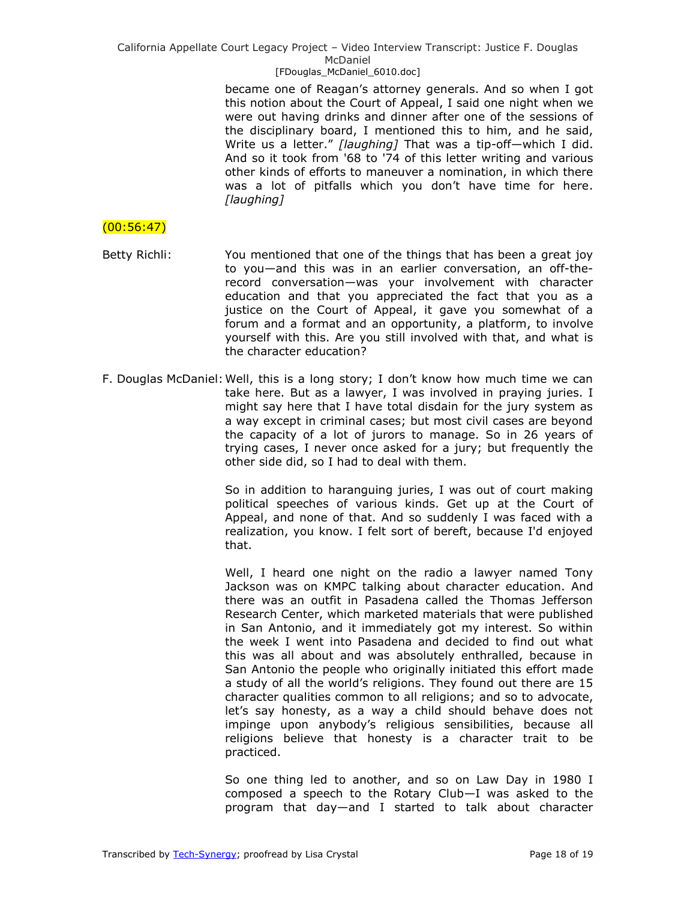became one of Reagan's attorney generals. And so when I got this notion about the Court of Appeal, I said one night when we were out having drinks and dinner after one of the sessions of the disciplinary board, I mentioned this to him, and he said, Write us a letter." *[laughing]* That was a tip-off—which I did. And so it took from '68 to '74 of this letter writing and various other kinds of efforts to maneuver a nomination, in which there was a lot of pitfalls which you don't have time for here. *[laughing]*

(00:56:47)

Betty Richli: You mentioned that one of the things that has been a great joy to you—and this was in an earlier conversation, an off-the-record conversation—was your involvement with character education and that you appreciated the fact that you as a justice on the Court of Appeal, it gave you somewhat of a format and an opportunity, a platform, to involve yourself with this. Are you still involved with that, and what is the character education?

F. Douglas McDaniel: Well, this is a long story; I don't know how much time we can take here. But as a lawyer, I was involved in praying juries. I might say here that I have total disdain for the jury system as a way except in criminal cases; but most civil cases are beyond the capacity of a lot of jurors to manage. So in 26 years of trying cases, I never once asked for a jury; but frequently the other side did, so I had to deal with them.

So in addition to haranguing juries, I was out of court making political speeches of various kinds. Get up at the Court of Appeal, and none of that. And so suddenly I was faced with a realization, you know. I felt sort of bereft, because I'd enjoyed that.

Well, I heard one night on the radio a lawyer named Tony Jackson was on KMPC talking about character education. And there was an outfit in Pasadena called the Thomas Jefferson Research Center, which marketed materials that were published in San Antonio, and it immediately got my interest. So within the week I went into Pasadena and decided to find out what this was all about and was absolutely enthralled, because in San Antonio the people who originally initiated this effort made a study of all the world's religions. They found out there are 15 character qualities common to all religions; and so to advocate, let's say honesty, as a way a child should behave does not impinge upon anybody's religious sensibilities, because all religions believe that honesty is a character trait to be practiced.

So one thing led to another, and so on Law Day in 1980 I composed a speech to the Rotary Club—I was asked to the program that day—and I started to talk about character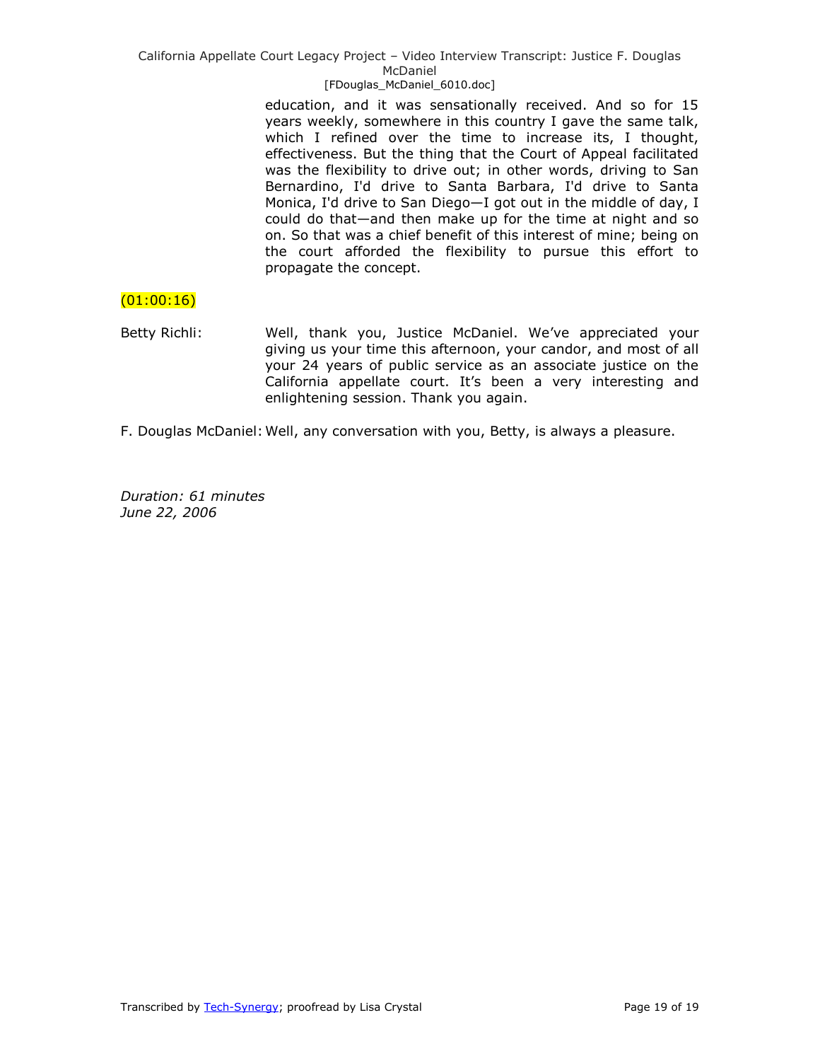education, and it was sensationally received. And so for 15 years weekly, somewhere in this country I gave the same talk, which I refined over the time to increase its, I thought, effectiveness. But the thing that the Court of Appeal facilitated was the flexibility to drive out; in other words, driving to San Bernardino, I'd drive to Santa Barbara, I'd drive to Santa Monica, I'd drive to San Diego—I got out in the middle of day, I could do that—and then make up for the time at night and so on. So that was a chief benefit of this interest of mine; being on the court afforded the flexibility to pursue this effort to propagate the concept.

(01:00:16)

Betty Richli: Well, thank you, Justice McDaniel. We've appreciated your giving us your time this afternoon, your candor, and most of all your 24 years of public service as an associate justice on the California appellate court. It's been a very interesting and enlightening session. Thank you again.

F. Douglas McDaniel: Well, any conversation with you, Betty, is always a pleasure.

*Duration: 61 minutes*
*June 22, 2006*

Transcribed by Tech-Synergy; proofread by Lisa Crystal